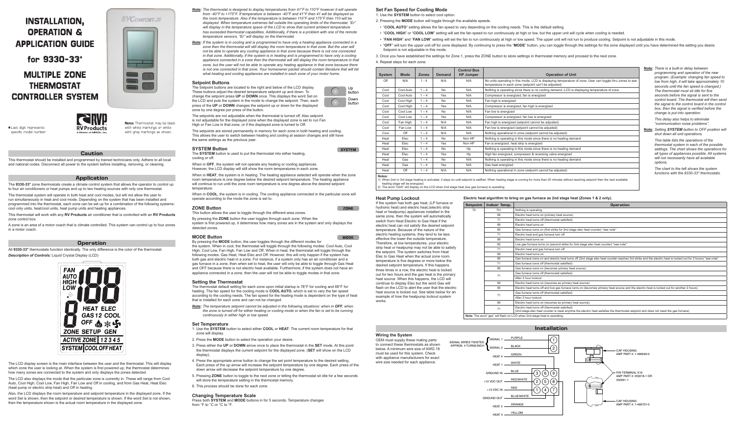# INSTALLATION, OPERATION & APPLICATION GUIDE

# for 9330-33*

# MULTIPLE ZONE THERMOSTAT CONTROLLER SYSTEM

* Last digit represents specific model number

**Note:** Thermostat may be black with white markings or white with gray markings as shown.

## Caution

This thermostat should be installed and programmed by trained technicians only. Adhere to all local and national codes. Disconnect all power to the system before installing, removing, or cleaning.

## Application

The **9330-33*** zone thermostats create a climate control system that allows the operator to control up to four air conditioners or heat pumps and up to two heating sources with only one thermostat.

The thermostat system will operate in both heat and cool modes, but will not allow the user to run simultaneously in heat and cool mode. Depending on the system that has been installed and programmed into the thermostat, each zone can be set up for a combination of the following systems: cool only units, heat/cool units, heat pump units and heating appliances.

This thermostat will work with any **RV Products** air conditioner that is controlled with an **RV Products** zone control box.

A zone is an area of a motor coach that is climate controlled. This system can control up to four zones in a motor coach.

## Operation

All **9330-33*** thermostats function identically. The only difference is the color of the thermostat.

***Description of Controls:*** Liquid Crystal Display (LCD)

The LCD display screen is the main interface between the user and the thermostat. This will display which zone the user is looking at. When the system is first powered up, the thermostat determines how many zones are connected to the system and only displays the zones detected.

The LCD also displays the mode that the particular zone is currently in. These will range from Cool Auto, Cool High, Cool Low, Fan High, Fan Low and Off in cooling, and from Gas Heat, Heat Elec (heat pump or electric strip heat) and Off in heating.

Also, the LCD displays the room temperature and setpoint temperature in the displayed zone. If the word Set is shown, then the setpoint or desired temperature is shown. If the word Set is not shown, then the temperature shown is the actual room temperature in the displayed zone.

***Note:*** *The thermostat is designed to display temperatures from 41°F to 110°F however it will operate from -40°F to +175°F. If temperature is between -40°F and 41°F then 41 will be displayed as the room temperature. Also if the temperature is between 110°F and 175°F then 110 will be displayed. When temperature extremes fall outside the operating limits of the thermostat, "Er" will display in the temperature space of the LCD to show that current ambient temperature has exceeded thermostat capabilities. Additionally, if there is a problem with one of the remote temperature sensors, "Er" will display on the thermostat.*

***Note:*** *If the system is in cooling and is programmed to have only a heating appliance connected in a zone then the thermostat will still display the room temperature in that zone. But the user will not be able to operate any cooling appliance in that zone because there is not one connected in that zone. Additionally, if the system is in heating and is programmed to have only a cooling appliance connected in a zone then the thermostat will still display the room temperature in that zone, but the user will not be able to operate any heating appliance in that zone because there is not one connected in that zone. Your homeowner packet should contain literature that will list what heating and cooling appliances are installed in each zone of your motor home.*

### Setpoint Buttons

The Setpoint buttons are located to the right and below of the LCD display. These buttons adjust the desired temperature setpoint up and down. To change the setpoint press **UP** or **DOWN** once. This displays the word Set on the LCD and puts the system in the mode to change the setpoint. Then, each press of the **UP** or **DOWN** changes the setpoint up or down for the displayed zone by one degree per press of the button.

Up button / Down button

The setpoints are not adjustable when the thermostat is turned off. Also setpoint is not adjustable for the displayed zone when the displayed zone is set to run Fan High or Fan Low in that zone, or if the displayed zone is turned to Off.

The setpoints are stored permanently in memory for each zone in both heating and cooling. This allows the user to switch between heating and cooling at season changes and still have the same settings as the previous year.

### SYSTEM Button

The **SYSTEM** button is used to put the thermostat into either heating, cooling or off.

When in **OFF**, the system will not operate any heating or cooling appliances. However, the LCD display will still show the room temperatures in each zone.

When in **HEAT**, the system is in heating. The heating appliance selected will operate when the zone room temperature is one degree below the desired setpoint temperature. The heating appliance will continue to run until the zone room temperature is one degree above the desired setpoint temperature.

When in **COOL**, the system is in cooling. The cooling appliance connected in the particular zone will operate according to the mode the zone is set to.

### ZONE Button

This button allows the user to toggle through the different area zones.

By pressing the **ZONE** button the user toggles through each zone. When the system is first powered up, it determines how many zones are in the system and only displays the detected zones.

### MODE Button

By pressing the **MODE** button, the user toggles through the different modes for the system. When in cool, the thermostat will toggle through the following modes: Cool Auto, Cool High, Cool Low, Fan High, Fan Low and Off. When in heat, the thermostat will toggle through the following modes: Gas Heat, Heat Elec and Off. However, this will only happen if the system has both gas and electric heat in a zone. For instance, if a system only has an air conditioner and a gas furnace in a zone, then when set to heat, the user will only be able to toggle through Gas Heat and OFF because there is not electric heat available. Furthermore, if the system does not have an appliance connected in a zone, then the user will not be able to toggle modes in that zone.

### Setting the Thermostat

The thermostat default setting for each zone upon initial startup is 78°F for cooling and 68°F for heating. The fan speed for the cooling mode is **COOL AUTO**, which is set to vary the fan speed according to the cooling needs. The fan speed for the heating mode is dependent on the type of heat that is installed for each zone and can not be changed.

***Note:*** *The temperature setpoint cannot be adjusted in the following situations: when in **OFF**, when the zone is turned off for either heating or cooling mode or when the fan is set to be running continuously in either high or low speed.*

### Set Temperature

1. Use the **SYSTEM** button to select either **COOL** or **HEAT**. The current room temperature for that zone will display.
2. Press the **MODE** button to select the operation your desire.
3. Press either the **UP** or **DOWN** arrow once to place the thermostat in the **SET** mode. At this point the thermostat displays the current setpoint for the displayed zone. (**SET** will show on the LCD display).
4. Press the appropriate arrow button to change the set point temperature to the desired setting. Each press of the up arrow will increase the setpoint temperature by one degree. Each press of the down arrow will decrease the setpoint temperature by one degree.
5. Pressing **ZONE** button to toggle to the next zone or letting the thermostat sit idle for a few seconds will store the temperature setting in the thermostat memory.
6. This process should be done for each zone.

### Changing Temperature Scale

Press both **SYSTEM** and **MODE** buttons in for 5 seconds. Temperature changes from °F to °C or °C to °F.

### Set Fan Speed for Cooling Mode

1. Use the **SYSTEM** button to select cool option.
2. Pressing the **MODE** button will toggle through the available speeds.
   - "**COOL AUTO**" setting allows the fan speed to vary depending on the cooling needs. This is the default setting.
   - "**COOL HIGH**" or "**COOL LOW**" setting will set the fan speed to run continuously at high or low, but the upper unit will cycle when cooling is needed.
   - "**FAN HIGH**" and "**FAN LOW**" setting will set the fan to run continuously at high or low speed. The upper unit will not run to produce cooling. Setpoint is not adjustable in this mode.
   - "**OFF**" will turn the upper unit off for zone displayed. By continuing to press the "**MODE**" button, you can toggle through the settings for the zone displayed until you have determined the setting you desire. Setpoint is not adjustable in this mode.
3. Once you have established the settings for Zone 1, press the ZONE button to store settings in thermostat memory and proceed to the next zone.
4. Repeat steps for each zone.

| System | Mode | Zones | Demand | Control Box HP Jumper | Operation of Unit |
|---|---|---|---|---|---|
| Off | N/A | 1 - 4 | N/A | N/A | No units operating in this mode, LCD is displaying temperature of zone. User can toggle thru zones to see temperature in each zone (setpoint can't be adjusted) |
| Cool | Cool Auto | 1 – 4 | No | N/A | Nothing is operating since there is no cooling demand, LCD is displaying temperature of zone |
| Cool | Cool Auto | 1 – 4 | Yes | N/A | Compressor is energized, fan is energized |
| Cool | Cool High | 1 – 4 | No | N/A | Fan high is energized |
| Cool | Cool High | 1 – 4 | Yes | N/A | Compressor is energized, fan high is energized |
| Cool | Cool Low | 1 – 4 | No | N/A | Fan low is energized |
| Cool | Cool Low | 1 – 4 | Yes | N/A | Compressor is energized, fan low is energized |
| Cool | Fan High | 1 – 4 | N/A | N/A | Fan high is energized (setpoint cannot be adjusted) |
| Cool | Fan Low | 1 – 4 | N/A | N/A | Fan low is energized (setpoint cannot be adjusted) |
| Cool | Off | 1 – 4 | N/A | N/A | Nothing operational in zone (setpoint cannot be adjusted) |
| Heat | Elec | 1 – 4 | No | Non HP | Nothing is operating in this mode since there is no heating demand |
| Heat | Elec | 1 – 4 | Yes | Non HP | Fan is energized, heat strip is energized |
| Heat | Elec | 1 – 4 | No | Hp | Nothing is operating in this mode since there is no heating demand |
| Heat | Elec | 1 – 4 | Yes | Hp | High fan energized, compressor & reversing valve energized |
| Heat | Gas | 1 – 4 | No | N/A | Nothing is operating in this mode since there is no heating demand |
| Heat | Gas | 1 – 4 | Yes | N/A | Gas heat energized |
| Heat | Off | 1 – 4 | N/A | N/A | Nothing operational in zone (setpoint cannot be adjusted) |

Notes:
1) When 2nd or 3rd stage heating is activated, it stays on until setpoint is satisfied. When heating stage is running for more than 20 minutes without reaching setpoint then the next available heating stage will be energized.
2) The word "GAS" will display on the LCD when 2nd stage heat (low gas furnace) is operating.

***Note:*** *There is a built-in delay between programming and operation of the new program. (Example: changing fan speed to low from high; it will take approximately 10 seconds until the fan speed is changed.) The thermostat must sit idle for five seconds before the signal is sent to the control board. The thermostat will then send the signal to the control board in the control box, then the signal is verified before the change is put into operation.*

*This delay also helps to eliminate "communication noise problems".*

***Note:*** *Setting **SYSTEM** button to OFF position will shut down all unit operations.*

*This table lists the operations of the thermostat system in each of the possible settings. The chart shows the operations for all types of appliances possible. All systems will not necessarily have all available options.*

*The chart to the left shows the system functions with the 9330-33* thermostats.*

### Heat Pump Lockout

If the system has both gas heat, (LP furnace or hydronic heat) and electric heat,(electric strip heat or heatpump) appliances installed in the same zone, then the system will automatically switch from Heat Elec to Gas Heat if the electric heat can not satisfy the desired setpoint temperature. Because of the nature of the electric heating systems, they tend to be less effective the lower the outside temperature. Therefore, at low temperatures, your electric strip heat or heatpump may not be able to satisfy the setpoint. The system switches from Heat Elec to Gas Heat when the actual zone room temperature is five degrees or more below the desired setpoint temperature. If this happens three times in a row, the electric heat is locked out for two hours and the gas heat is the primary heat source. When this happens, the LCD will continue to display Elec but the word Gas will flash on the LCD to alert the user that the electric heat source is locked out. See table below for an example of how the heatpump lockout system works.

**Electric heat algorithm to bring on gas furnace as 2nd stage heat (Zones 1 & 2 only).**

| Setpoint | Indoor Temp. | Operation |
|---|---|---|
| 70 | 70+ | Nothing is operating |
| | 69 | Electric heat turns on (primary heat source) |
| | 71 | Electric heat turns off (thermostat satisfied) |
| | 69 | Electric heat turns on |
| | 65 | Gas furnace turns on (first strike for 2nd stage elec heat counter) *see note* |
| | 71 | Electric heat and gas furnace turn off |
| | 69 | Electric heat turns on |
| | 65 | Low gas furnace turns on (second strike for 2nd stage elec heat counter) *see note* |
| | 71 | Electric heat and gas furnace turn off |
| | 69 | Electric heat turns on |
| | 65 | Gas furnace turns on and electric heat turns off (2nd stage elec heat counter reaches 3rd strike and the electric heat is locked out for 2 hours) *see note* |
| | 71 | Gas furnace turns off (thermostat satisfied) |
| | 69 | Gas furnace turns on (becomes primary heat source) |
| | 71 | Gas furnace turns off (thermostat satisfied) After 2 hour lockout |
| | 69 | Electric heat turns on (resumes as primary heat source) |
| | 65 | Electric heat turns off and low gas furnace turns on (becomes primary heat source and the electric heat is locked out for another 2 hours) |
| | 71 | Gas furnace turns off (thermostat satisfied) After 2 hour lockout |
| | 69 | Electric heat turns on (resumes as primary heat source) |
| | 71 | Electric heat turns off (thermostat satisfied) (2nd stage elec heat counter is reset anytime the electric heat satisfies the thermostat setpoint and does not need the gas furnace) |

**Note:** The word "gas" will flash on LCD when 2nd stage heat is operating.

## Installation

### Wiring the System

OEM must supply these mating parts to connect these thermostats as shown below. A minimum wire size of AWG 18 must be used for this system. Check with appliance manufacturers for exact wire size needed for each appliance.

SIGNAL WIRES TWISTED APPROX. 4 TURNS/INCH

| Signal | Wire Color | Pin |
|---|---|---|
| SIGNAL 1 | PURPLE | 1 |
| SIGNAL 2 | BLACK | 2 |
| HEAT 4 | GREEN | |
| HEAT 1 | WHITE | |
| GROUND IN | BLUE | |
| +12 VDC OUT | RED/WHITE | |
| +12 VDC IN | RED | |
| GROUND OUT | BLUE/WHITE | |
| HEAT 2 | ORANGE | |
| HEAT 3 | YELLOW | |

Connector pins: 3, 6, 9 / 2, 5, 8 / 1, 4, 7

CAP HOUSING AMP PART #: 1-480699-0

PIN TERMINAL X10 AMP PART #: 350218-1 OR 350561-1

CAP HOUSING AMP PART #: 1-480707-0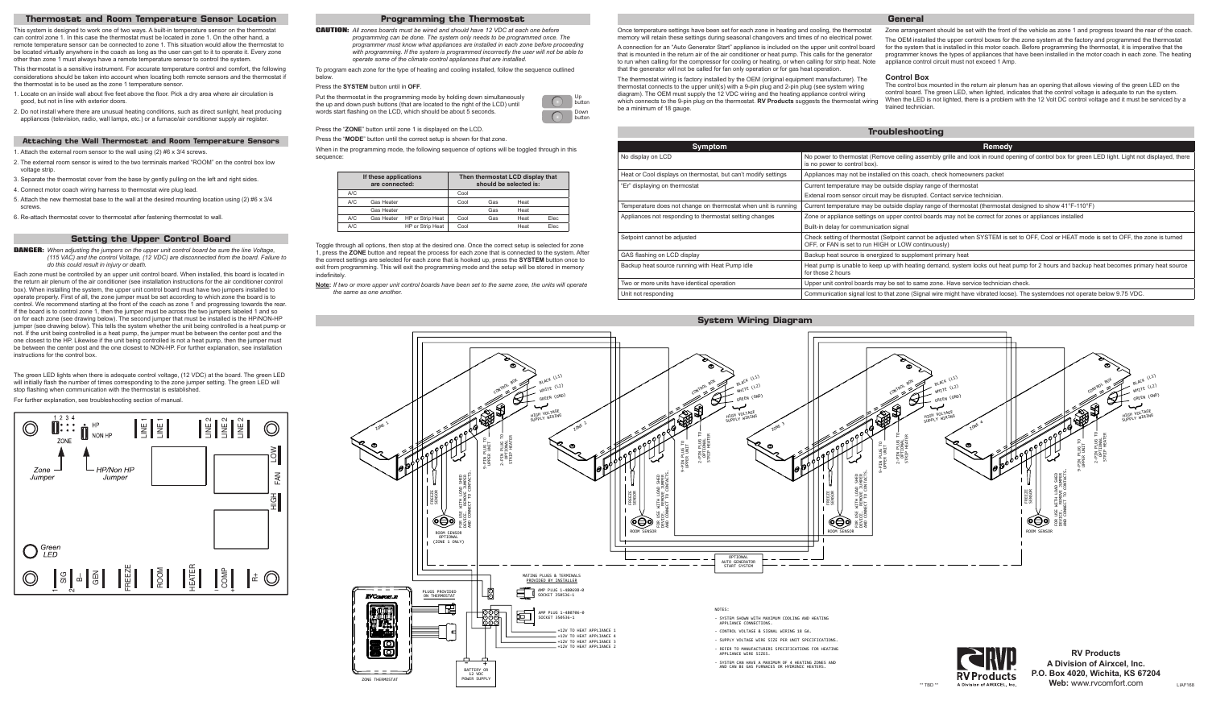## Thermostat and Room Temperature Sensor Location

This system is designed to work one of two ways. A built-in temperature sensor on the thermostat can control zone 1. In this case the thermostat must be located in zone 1. On the other hand, a remote temperature sensor can be connected to zone 1. This situation would allow the thermostat to be located virtually anywhere in the coach as long as the user can get to it to operate it. Every zone other than zone 1 must always have a remote temperature sensor to control the system.

This thermostat is a sensitive instrument. For accurate temperature control and comfort, the following considerations should be taken into account when locating both remote sensors and the thermostat if the thermostat is to be used as the zone 1 temperature sensor.

1. Locate on an inside wall about five feet above the floor. Pick a dry area where air circulation is good, but not in line with exterior doors.
2. Do not install where there are unusual heating conditions, such as direct sunlight, heat producing appliances (television, radio, wall lamps, etc.) or a furnace/air conditioner supply air register.

### Attaching the Wall Thermostat and Room Temperature Sensors

1. Attach the external room sensor to the wall using (2) #6 x 3/4 screws.
2. The external room sensor is wired to the two terminals marked "ROOM" on the control box low voltage strip.
3. Separate the thermostat cover from the base by gently pulling on the left and right sides.
4. Connect motor coach wiring harness to thermostat wire plug lead.
5. Attach the new thermostat base to the wall at the desired mounting location using (2) #6 x 3/4 screws.
6. Re-attach thermostat cover to thermostat after fastening thermostat to wall.

## Setting the Upper Control Board

**DANGER:** *When adjusting the jumpers on the upper unit control board be sure the line Voltage, (115 VAC) and the control Voltage, (12 VDC) are disconnected from the board. Failure to do this could result in injury or death.*

Each zone must be controlled by an upper unit control board. When installed, this board is located in the return air plenum of the air conditioner (see installation instructions for the air conditioner control box). When installing the system, the upper unit control board must have two jumpers installed to operate properly. First of all, the zone jumper must be set according to which zone the board is to control. We recommend starting at the front of the coach as zone 1 and progressing towards the rear. If the board is to control zone 1, then the jumper must be across the two jumpers labeled 1 and so on for each zone (see drawing below). The second jumper that must be installed is the HP/NON-HP jumper (see drawing below). This tells the system whether the unit being controlled is a heat pump or not. If the unit being controlled is a heat pump, the jumper must be between the center post and the one closest to the HP. Likewise if the unit being controlled is not a heat pump, then the jumper must be between the center post and the one closest to NON-HP. For further explanation, see installation instructions for the control box.

The green LED lights when there is adequate control voltage, (12 VDC) at the board. The green LED will initially flash the number of times corresponding to the zone jumper setting. The green LED will stop flashing when communication with the thermostat is established.

For further explanation, see troubleshooting section of manual.

1 2 3 4
ZONE
HP
NON HP
LINE 1 LINE 1 LINE 1 LINE 2 LINE 2 LINE 2
LOW FAN HIGH
Zone Jumper
HP/Non HP Jumper
Green LED
SIG B- GEN FREEZE ROOM HEATER COMP R+

## Programming the Thermostat

**CAUTION:** *All zones boards must be wired and should have 12 VDC at each one before programming can be done. The system only needs to be programmed once. The programmer must know what applications are installed in each zone before proceeding with programming. If the system is programmed incorrectly the user will not be able to operate some of the climate control appliances that are installed.*

To program each zone for the type of heating and cooling installed, follow the sequence outlined below.

Press the **SYSTEM** button until in **OFF**.

Put the thermostat in the programming mode by holding down simultaneously the up and down push buttons (that are located to the right of the LCD) until words start flashing on the LCD, which should be about 5 seconds.

Up button
Down button

Press the "**ZONE**" button until zone 1 is displayed on the LCD.

Press the "**MODE**" button until the correct setup is shown for that zone.

When in the programming mode, the following sequence of options will be toggled through in this sequence:

| If these applications are connected: | | | Then thermostat LCD display that should be selected is: | | | |
|---|---|---|---|---|---|---|
| A/C | | | Cool | | | |
| A/C | Gas Heater | | Cool | Gas | Heat | |
| | Gas Heater | | | Gas | Heat | |
| A/C | Gas Heater | HP or Strip Heat | Cool | Gas | Heat | Elec |
| A/C | | HP or Strip Heat | Cool | | Heat | Elec |

Toggle through all options, then stop at the desired one. Once the correct setup is selected for zone 1, press the **ZONE** button and repeat the process for each zone that is connected to the system. After the correct settings are selected for each zone that is hooked up, press the **SYSTEM** button once to exit from programming. This will exit the programming mode and the setup will be stored in memory indefinitely.

**Note:** *If two or more upper unit control boards have been set to the same zone, the units will operate the same as one another.*

## General

Once temperature settings have been set for each zone in heating and cooling, the thermostat memory will retain these settings during seasonal changeovers and times of no electrical power.

A connection for an "Auto Generator Start" appliance is included on the upper unit control board that is mounted in the return air of the air conditioner or heat pump. This calls for the generator to run when calling for the compressor for cooling or heating, or when calling for strip heat. Note that the generator will not be called for fan only operation or for gas heat operation.

The thermostat wiring is factory installed by the OEM (original equipment manufacturer). The thermostat connects to the upper unit(s) with a 9-pin plug and 2-pin plug (see system wiring diagram). The OEM must supply the 12 VDC wiring and the heating appliance control wiring which connects to the 9-pin plug on the thermostat. **RV Products** suggests the thermostat wiring be a minimum of 18 gauge.

Zone arrangement should be set with the front of the vehicle as zone 1 and progress toward the rear of the coach.

The OEM installed the upper control boxes for the zone system at the factory and programmed the thermostat for the system that is installed in this motor coach. Before programming the thermostat, it is imperative that the programmer knows the types of appliances that have been installed in the motor coach in each zone. The heating appliance control circuit must not exceed 1 Amp.

### Control Box

The control box mounted in the return air plenum has an opening that allows viewing of the green LED on the control board. The green LED, when lighted, indicates that the control voltage is adequate to run the system. When the LED is not lighted, there is a problem with the 12 Volt DC control voltage and it must be serviced by a trained technician.

## Troubleshooting

| Symptom | Remedy |
|---|---|
| No display on LCD | No power to thermostat (Remove ceiling assembly grille and look in round opening of control box for green LED light. Light not displayed, there is no power to control box). |
| Heat or Cool displays on thermostat, but can't modify settings | Appliances may not be installed on this coach, check homeowners packet |
| "Er" displaying on thermostat | Current temperature may be outside display range of thermostat |
| | External room sensor circuit may be disrupted. Contact service technician. |
| Temperature does not change on thermostat when unit is running | Current temperature may be outside display range of thermostat (thermostat designed to show 41°F-110°F) |
| Appliances not responding to thermostat setting changes | Zone or appliance settings on upper control boards may not be correct for zones or appliances installed |
| | Built-in delay for communication signal |
| Setpoint cannot be adjusted | Checking setting of thermostat (Setpoint cannot be adjusted when SYSTEM is set to OFF, Cool or HEAT mode is set to OFF, the zone is turned OFF, or FAN is set to run HIGH or LOW continuously) |
| GAS flashing on LCD display | Backup heat source is energized to supplement primary heat |
| Backup heat source running with Heat Pump idle | Heat pump is unable to keep up with heating demand, system locks out heat pump for 2 hours and backup heat becomes primary heat source for those 2 hours |
| Two or more units have identical operation | Upper unit control boards may be set to same zone. Have service technician check. |
| Unit not responding | Communication signal lost to that zone (Signal wire might have vibrated loose). The systemdoes not operate below 9.75 VDC. |

## System Wiring Diagram

ZONE 1
CONTROL BOX
BLACK (L1)
WHITE (L2)
GREEN (GND)
HIGH VOLTAGE SUPPLY WIRING
9-PIN PLUG TO UPPER UNIT
2-PIN PLUG TO OPTIONAL STRIP HEATER
FREEZE SENSOR
FOR USE WITH LOAD SHED DEVICE. REMOVE JUMPER AND CONNECT TO CONTACTS.
ROOM SENSOR OPTIONAL (ZONE 1 ONLY)

ZONE 2
ZONE 3
ZONE 4
ROOM SENSOR

OPTIONAL AUTO GENERATOR START SYSTEM

MATING PLUGS & TERMINALS PROVIDED BY INSTALLER
PLUGS PROVIDED ON THERMOSTAT
AMP PLUG 1-480698-0 SOCKET 350536-1
AMP PLUG 1-480706-0 SOCKET 350536-1
+12V TO HEAT APPLIANCE 1
+12V TO HEAT APPLIANCE 4
+12V TO HEAT APPLIANCE 3
+12V TO HEAT APPLIANCE 2
BATTERY OR 12 VDC POWER SUPPLY
ZONE THERMOSTAT

NOTES:

- SYSTEM SHOWN WITH MAXIMUM COOLING AND HEATING APPLIANCE CONNECTIONS.
- CONTROL VOLTAGE & SIGNAL WIRING 18 GA.
- SUPPLY VOLTAGE WIRE SIZE PER UNIT SPECIFICATIONS.
- REFER TO MANUFACTURERS SPECIFICATIONS FOR HEATING APPLIANCE WIRE SIZES.
- SYSTEM CAN HAVE A MAXIMUM OF 4 HEATING ZONES AND AND CAN BE GAS FURNACES OR HYDRONIC HEATERS.

** TBD **

RV Products
A Division of Airxcel, Inc.
P.O. Box 4020, Wichita, KS 67204
Web: www.rvcomfort.com

LIAF168